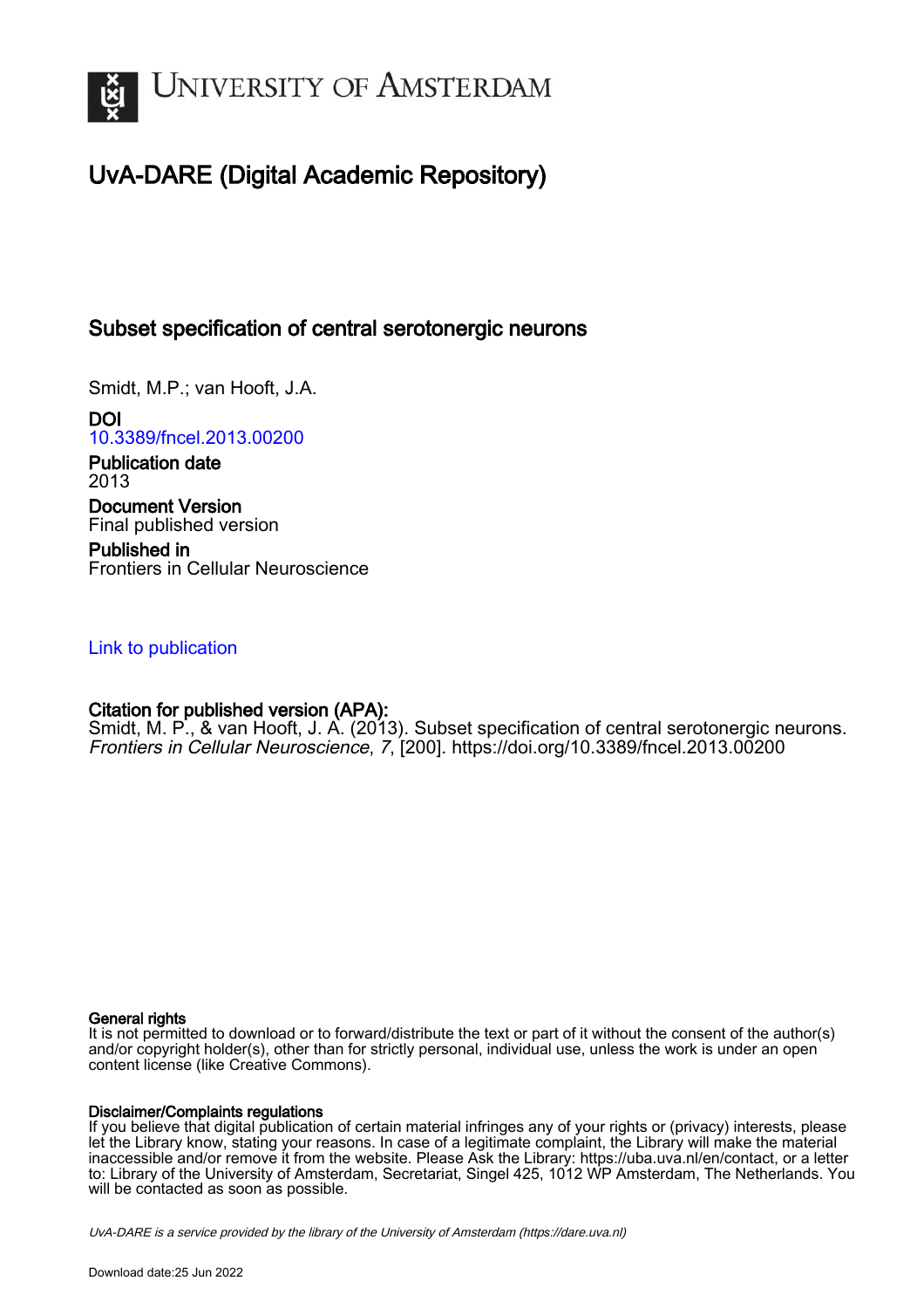# UvA-DARE (Digital Academic Repository)

## Subset specification of central serotonergic neurons

Smidt, M.P.; van Hooft, J.A.

**DOI**
10.3389/fncel.2013.00200

**Publication date**
2013

**Document Version**
Final published version

**Published in**
Frontiers in Cellular Neuroscience

Link to publication

**Citation for published version (APA):**
Smidt, M. P., & van Hooft, J. A. (2013). Subset specification of central serotonergic neurons. *Frontiers in Cellular Neuroscience*, *7*, [200]. https://doi.org/10.3389/fncel.2013.00200

**General rights**
It is not permitted to download or to forward/distribute the text or part of it without the consent of the author(s) and/or copyright holder(s), other than for strictly personal, individual use, unless the work is under an open content license (like Creative Commons).

**Disclaimer/Complaints regulations**
If you believe that digital publication of certain material infringes any of your rights or (privacy) interests, please let the Library know, stating your reasons. In case of a legitimate complaint, the Library will make the material inaccessible and/or remove it from the website. Please Ask the Library: https://uba.uva.nl/en/contact, or a letter to: Library of the University of Amsterdam, Secretariat, Singel 425, 1012 WP Amsterdam, The Netherlands. You will be contacted as soon as possible.

*UvA-DARE is a service provided by the library of the University of Amsterdam (https://dare.uva.nl)*

Download date:25 Jun 2022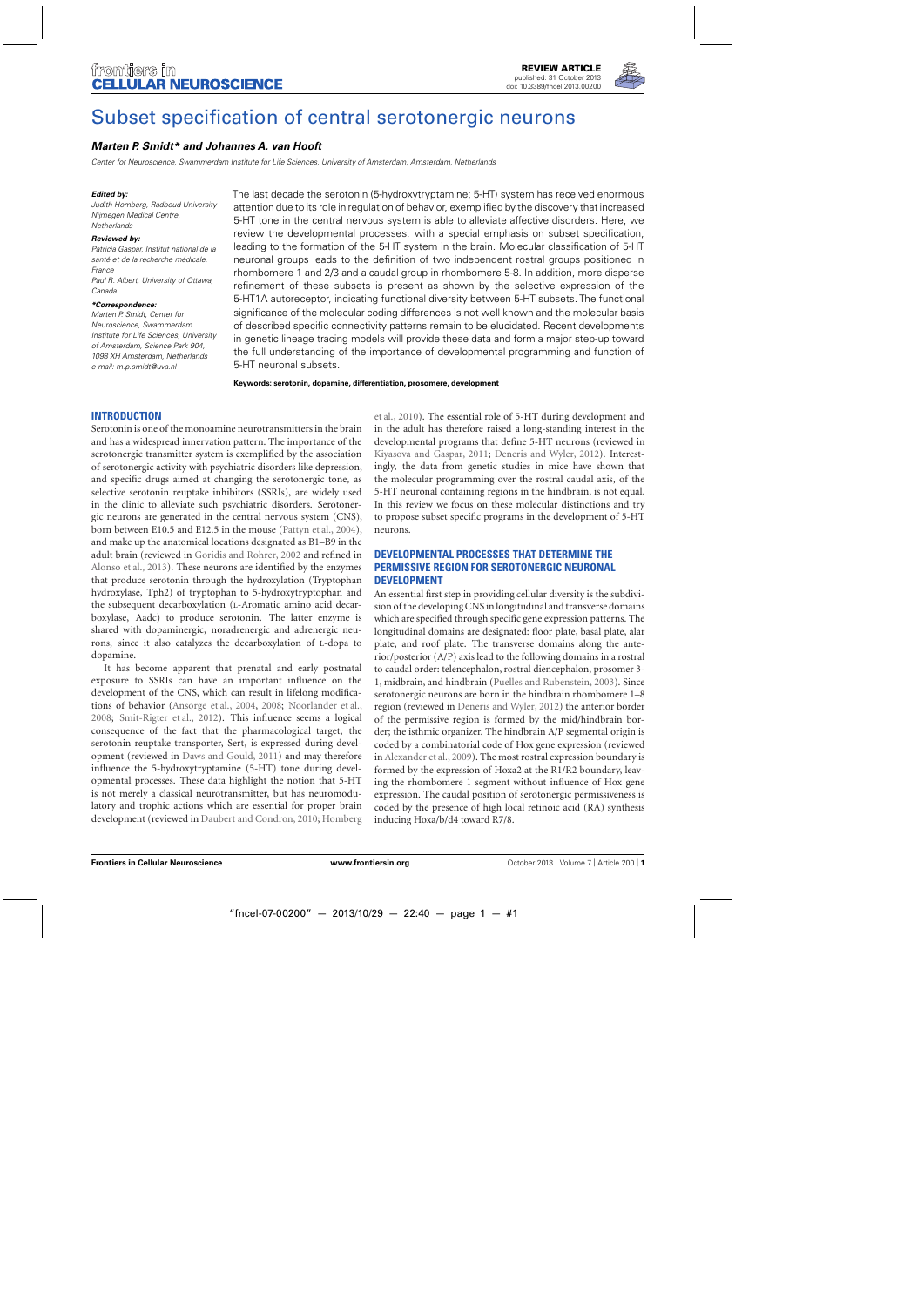# Subset specification of central serotonergic neurons

***Marten P. Smidt\* and Johannes A. van Hooft***

*Center for Neuroscience, Swammerdam Institute for Life Sciences, University of Amsterdam, Amsterdam, Netherlands*

***Edited by:***
*Judith Homberg, Radboud University Nijmegen Medical Centre, Netherlands*

***Reviewed by:***
*Patricia Gaspar, Institut national de la santé et de la recherche médicale, France*
*Paul R. Albert, University of Ottawa, Canada*

***\*Correspondence:***
*Marten P. Smidt, Center for Neuroscience, Swammerdam Institute for Life Sciences, University of Amsterdam, Science Park 904, 1098 XH Amsterdam, Netherlands e-mail: m.p.smidt@uva.nl*

The last decade the serotonin (5-hydroxytryptamine; 5-HT) system has received enormous attention due to its role in regulation of behavior, exemplified by the discovery that increased 5-HT tone in the central nervous system is able to alleviate affective disorders. Here, we review the developmental processes, with a special emphasis on subset specification, leading to the formation of the 5-HT system in the brain. Molecular classification of 5-HT neuronal groups leads to the definition of two independent rostral groups positioned in rhombomere 1 and 2/3 and a caudal group in rhombomere 5-8. In addition, more disperse refinement of these subsets is present as shown by the selective expression of the 5-HT1A autoreceptor, indicating functional diversity between 5-HT subsets. The functional significance of the molecular coding differences is not well known and the molecular basis of described specific connectivity patterns remain to be elucidated. Recent developments in genetic lineage tracing models will provide these data and form a major step-up toward the full understanding of the importance of developmental programming and function of 5-HT neuronal subsets.

**Keywords: serotonin, dopamine, differentiation, prosomere, development**

## INTRODUCTION

Serotonin is one of the monoamine neurotransmitters in the brain and has a widespread innervation pattern. The importance of the serotonergic transmitter system is exemplified by the association of serotonergic activity with psychiatric disorders like depression, and specific drugs aimed at changing the serotonergic tone, as selective serotonin reuptake inhibitors (SSRIs), are widely used in the clinic to alleviate such psychiatric disorders. Serotonergic neurons are generated in the central nervous system (CNS), born between E10.5 and E12.5 in the mouse (Pattyn et al., 2004), and make up the anatomical locations designated as B1–B9 in the adult brain (reviewed in Goridis and Rohrer, 2002 and refined in Alonso et al., 2013). These neurons are identified by the enzymes that produce serotonin through the hydroxylation (Tryptophan hydroxylase, Tph2) of tryptophan to 5-hydroxytryptophan and the subsequent decarboxylation (L-Aromatic amino acid decarboxylase, Aadc) to produce serotonin. The latter enzyme is shared with dopaminergic, noradrenergic and adrenergic neurons, since it also catalyzes the decarboxylation of L-dopa to dopamine.

It has become apparent that prenatal and early postnatal exposure to SSRIs can have an important influence on the development of the CNS, which can result in lifelong modifications of behavior (Ansorge et al., 2004, 2008; Noorlander et al., 2008; Smit-Rigter et al., 2012). This influence seems a logical consequence of the fact that the pharmacological target, the serotonin reuptake transporter, Sert, is expressed during development (reviewed in Daws and Gould, 2011) and may therefore influence the 5-hydroxytryptamine (5-HT) tone during developmental processes. These data highlight the notion that 5-HT is not merely a classical neurotransmitter, but has neuromodulatory and trophic actions which are essential for proper brain development (reviewed in Daubert and Condron, 2010; Homberg et al., 2010). The essential role of 5-HT during development and in the adult has therefore raised a long-standing interest in the developmental programs that define 5-HT neurons (reviewed in Kiyasova and Gaspar, 2011; Deneris and Wyler, 2012). Interestingly, the data from genetic studies in mice have shown that the molecular programming over the rostral caudal axis, of the 5-HT neuronal containing regions in the hindbrain, is not equal. In this review we focus on these molecular distinctions and try to propose subset specific programs in the development of 5-HT neurons.

## DEVELOPMENTAL PROCESSES THAT DETERMINE THE PERMISSIVE REGION FOR SEROTONERGIC NEURONAL DEVELOPMENT

An essential first step in providing cellular diversity is the subdivision of the developing CNS in longitudinal and transverse domains which are specified through specific gene expression patterns. The longitudinal domains are designated: floor plate, basal plate, alar plate, and roof plate. The transverse domains along the anterior/posterior (A/P) axis lead to the following domains in a rostral to caudal order: telencephalon, rostral diencephalon, prosomer 3-1, midbrain, and hindbrain (Puelles and Rubenstein, 2003). Since serotonergic neurons are born in the hindbrain rhombomere 1–8 region (reviewed in Deneris and Wyler, 2012) the anterior border of the permissive region is formed by the mid/hindbrain border; the isthmic organizer. The hindbrain A/P segmental origin is coded by a combinatorial code of Hox gene expression (reviewed in Alexander et al., 2009). The most rostral expression boundary is formed by the expression of Hoxa2 at the R1/R2 boundary, leaving the rhombomere 1 segment without influence of Hox gene expression. The caudal position of serotonergic permissiveness is coded by the presence of high local retinoic acid (RA) synthesis inducing Hoxa/b/d4 toward R7/8.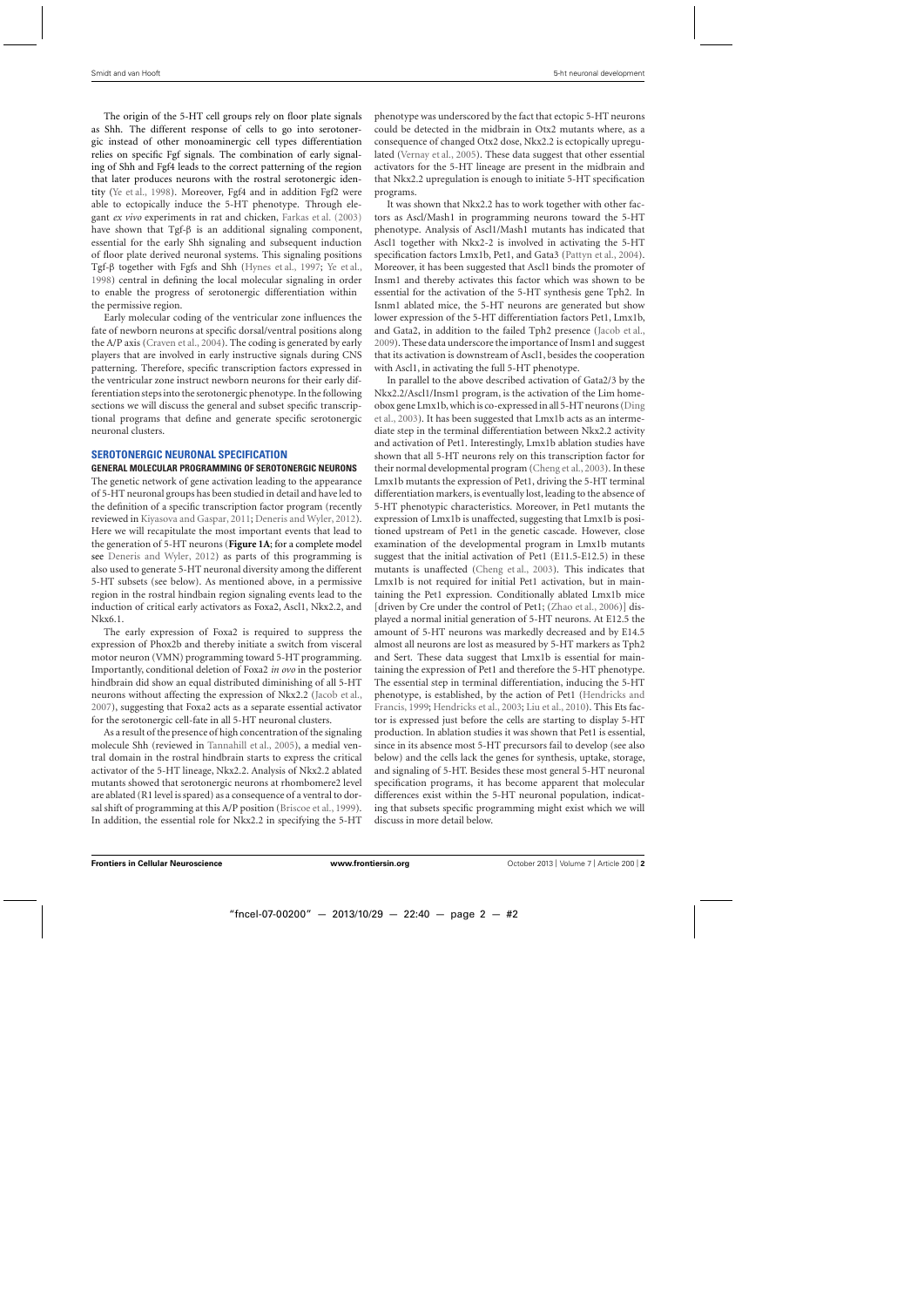The origin of the 5-HT cell groups rely on floor plate signals as Shh. The different response of cells to go into serotonergic instead of other monoaminergic cell types differentiation relies on specific Fgf signals. The combination of early signaling of Shh and Fgf4 leads to the correct patterning of the region that later produces neurons with the rostral serotonergic identity (Ye et al., 1998). Moreover, Fgf4 and in addition Fgf2 were able to ectopically induce the 5-HT phenotype. Through elegant *ex vivo* experiments in rat and chicken, Farkas et al. (2003) have shown that Tgf-β is an additional signaling component, essential for the early Shh signaling and subsequent induction of floor plate derived neuronal systems. This signaling positions Tgf-β together with Fgfs and Shh (Hynes et al., 1997; Ye et al., 1998) central in defining the local molecular signaling in order to enable the progress of serotonergic differentiation within the permissive region.

Early molecular coding of the ventricular zone influences the fate of newborn neurons at specific dorsal/ventral positions along the A/P axis (Craven et al., 2004). The coding is generated by early players that are involved in early instructive signals during CNS patterning. Therefore, specific transcription factors expressed in the ventricular zone instruct newborn neurons for their early differentiation steps into the serotonergic phenotype. In the following sections we will discuss the general and subset specific transcriptional programs that define and generate specific serotonergic neuronal clusters.

## SEROTONERGIC NEURONAL SPECIFICATION

### GENERAL MOLECULAR PROGRAMMING OF SEROTONERGIC NEURONS

The genetic network of gene activation leading to the appearance of 5-HT neuronal groups has been studied in detail and have led to the definition of a specific transcription factor program (recently reviewed in Kiyasova and Gaspar, 2011; Deneris and Wyler, 2012). Here we will recapitulate the most important events that lead to the generation of 5-HT neurons (**Figure 1A**; for a complete model see Deneris and Wyler, 2012) as parts of this programming is also used to generate 5-HT neuronal diversity among the different 5-HT subsets (see below). As mentioned above, in a permissive region in the rostral hindbrain region signaling events lead to the induction of critical early activators as Foxa2, Ascl1, Nkx2.2, and Nkx6.1.

The early expression of Foxa2 is required to suppress the expression of Phox2b and thereby initiate a switch from visceral motor neuron (VMN) programming toward 5-HT programming. Importantly, conditional deletion of Foxa2 *in ovo* in the posterior hindbrain did show an equal distributed diminishing of all 5-HT neurons without affecting the expression of Nkx2.2 (Jacob et al., 2007), suggesting that Foxa2 acts as a separate essential activator for the serotonergic cell-fate in all 5-HT neuronal clusters.

As a result of the presence of high concentration of the signaling molecule Shh (reviewed in Tannahill et al., 2005), a medial ventral domain in the rostral hindbrain starts to express the critical activator of the 5-HT lineage, Nkx2.2. Analysis of Nkx2.2 ablated mutants showed that serotonergic neurons at rhombomere2 level are ablated (R1 level is spared) as a consequence of a ventral to dorsal shift of programming at this A/P position (Briscoe et al., 1999). In addition, the essential role for Nkx2.2 in specifying the 5-HT phenotype was underscored by the fact that ectopic 5-HT neurons could be detected in the midbrain in Otx2 mutants where, as a consequence of changed Otx2 dose, Nkx2.2 is ectopically upregulated (Vernay et al., 2005). These data suggest that other essential activators for the 5-HT lineage are present in the midbrain and that Nkx2.2 upregulation is enough to initiate 5-HT specification programs.

It was shown that Nkx2.2 has to work together with other factors as Ascl/Mash1 in programming neurons toward the 5-HT phenotype. Analysis of Ascl1/Mash1 mutants has indicated that Ascl1 together with Nkx2-2 is involved in activating the 5-HT specification factors Lmx1b, Pet1, and Gata3 (Pattyn et al., 2004). Moreover, it has been suggested that Ascl1 binds the promoter of Insm1 and thereby activates this factor which was shown to be essential for the activation of the 5-HT synthesis gene Tph2. In Isnm1 ablated mice, the 5-HT neurons are generated but show lower expression of the 5-HT differentiation factors Pet1, Lmx1b, and Gata2, in addition to the failed Tph2 presence (Jacob et al., 2009). These data underscore the importance of Insm1 and suggest that its activation is downstream of Ascl1, besides the cooperation with Ascl1, in activating the full 5-HT phenotype.

In parallel to the above described activation of Gata2/3 by the Nkx2.2/Ascl1/Insm1 program, is the activation of the Lim homeobox gene Lmx1b, which is co-expressed in all 5-HT neurons (Ding et al., 2003). It has been suggested that Lmx1b acts as an intermediate step in the terminal differentiation between Nkx2.2 activity and activation of Pet1. Interestingly, Lmx1b ablation studies have shown that all 5-HT neurons rely on this transcription factor for their normal developmental program (Cheng et al., 2003). In these Lmx1b mutants the expression of Pet1, driving the 5-HT terminal differentiation markers, is eventually lost, leading to the absence of 5-HT phenotypic characteristics. Moreover, in Pet1 mutants the expression of Lmx1b is unaffected, suggesting that Lmx1b is positioned upstream of Pet1 in the genetic cascade. However, close examination of the developmental program in Lmx1b mutants suggest that the initial activation of Pet1 (E11.5-E12.5) in these mutants is unaffected (Cheng et al., 2003). This indicates that Lmx1b is not required for initial Pet1 activation, but in maintaining the Pet1 expression. Conditionally ablated Lmx1b mice [driven by Cre under the control of Pet1; (Zhao et al., 2006)] displayed a normal initial generation of 5-HT neurons. At E12.5 the amount of 5-HT neurons was markedly decreased and by E14.5 almost all neurons are lost as measured by 5-HT markers as Tph2 and Sert. These data suggest that Lmx1b is essential for maintaining the expression of Pet1 and therefore the 5-HT phenotype. The essential step in terminal differentiation, inducing the 5-HT phenotype, is established, by the action of Pet1 (Hendricks and Francis, 1999; Hendricks et al., 2003; Liu et al., 2010). This Ets factor is expressed just before the cells are starting to display 5-HT production. In ablation studies it was shown that Pet1 is essential, since in its absence most 5-HT precursors fail to develop (see also below) and the cells lack the genes for synthesis, uptake, storage, and signaling of 5-HT. Besides these most general 5-HT neuronal specification programs, it has become apparent that molecular differences exist within the 5-HT neuronal population, indicating that subsets specific programming might exist which we will discuss in more detail below.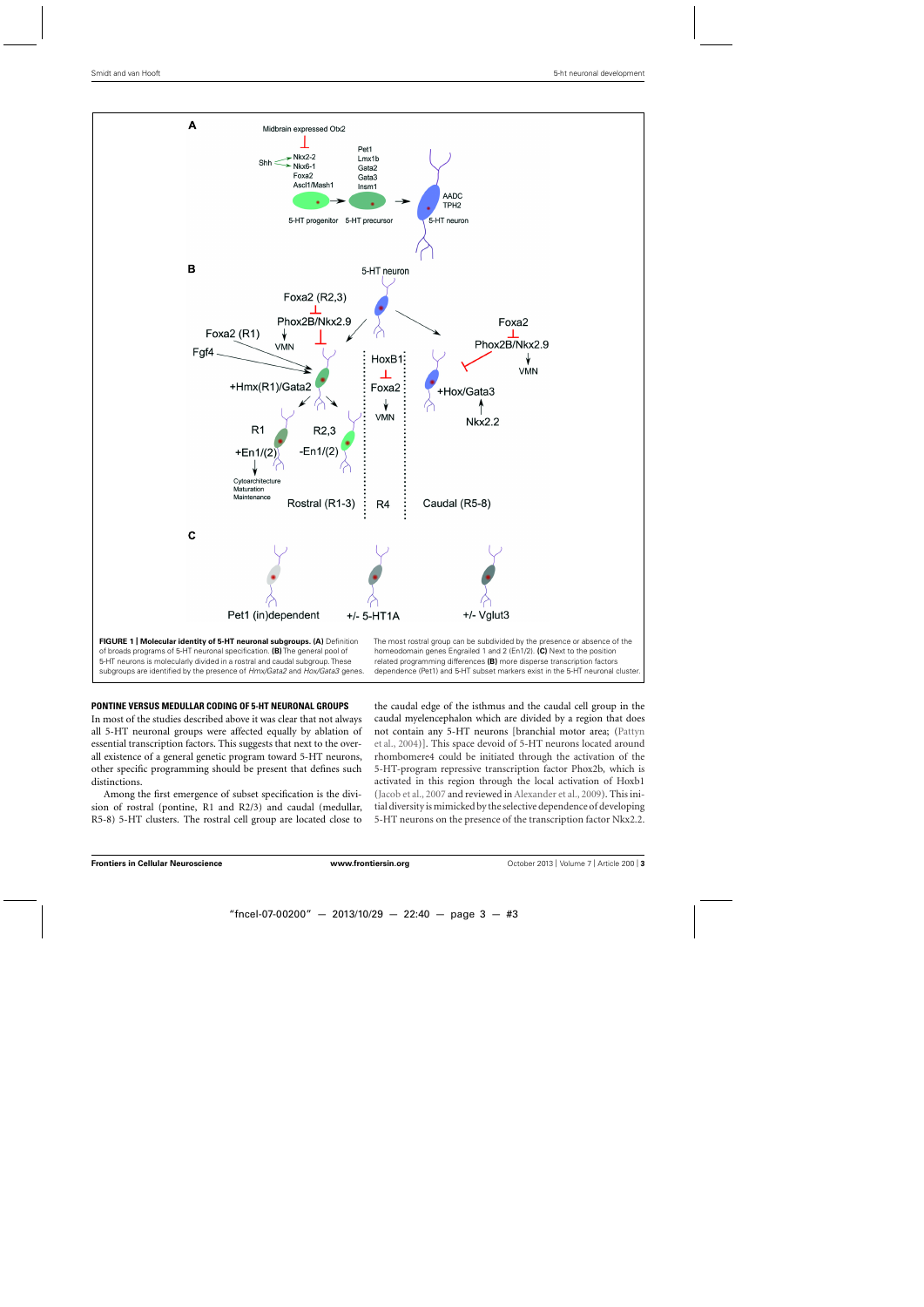**FIGURE 1 | Molecular identity of 5-HT neuronal subgroups. (A)** Definition of broads programs of 5-HT neuronal specification. **(B)** The general pool of 5-HT neurons is molecularly divided in a rostral and caudal subgroup. These subgroups are identified by the presence of *Hmx/Gata2* and *Hox/Gata3* genes. The most rostral group can be subdivided by the presence or absence of the homeodomain genes Engrailed 1 and 2 (En1/2). **(C)** Next to the position related programming differences **(B)** more disperse transcription factors dependence (Pet1) and 5-HT subset markers exist in the 5-HT neuronal cluster.

## PONTINE VERSUS MEDULLAR CODING OF 5-HT NEURONAL GROUPS

In most of the studies described above it was clear that not always all 5-HT neuronal groups were affected equally by ablation of essential transcription factors. This suggests that next to the overall existence of a general genetic program toward 5-HT neurons, other specific programming should be present that defines such distinctions.

Among the first emergence of subset specification is the division of rostral (pontine, R1 and R2/3) and caudal (medullar, R5-8) 5-HT clusters. The rostral cell group are located close to the caudal edge of the isthmus and the caudal cell group in the caudal myelencephalon which are divided by a region that does not contain any 5-HT neurons [branchial motor area; (Pattyn et al., 2004)]. This space devoid of 5-HT neurons located around rhombomere4 could be initiated through the activation of the 5-HT-program repressive transcription factor Phox2b, which is activated in this region through the local activation of Hoxb1 (Jacob et al., 2007 and reviewed in Alexander et al., 2009). This initial diversity is mimicked by the selective dependence of developing 5-HT neurons on the presence of the transcription factor Nkx2.2.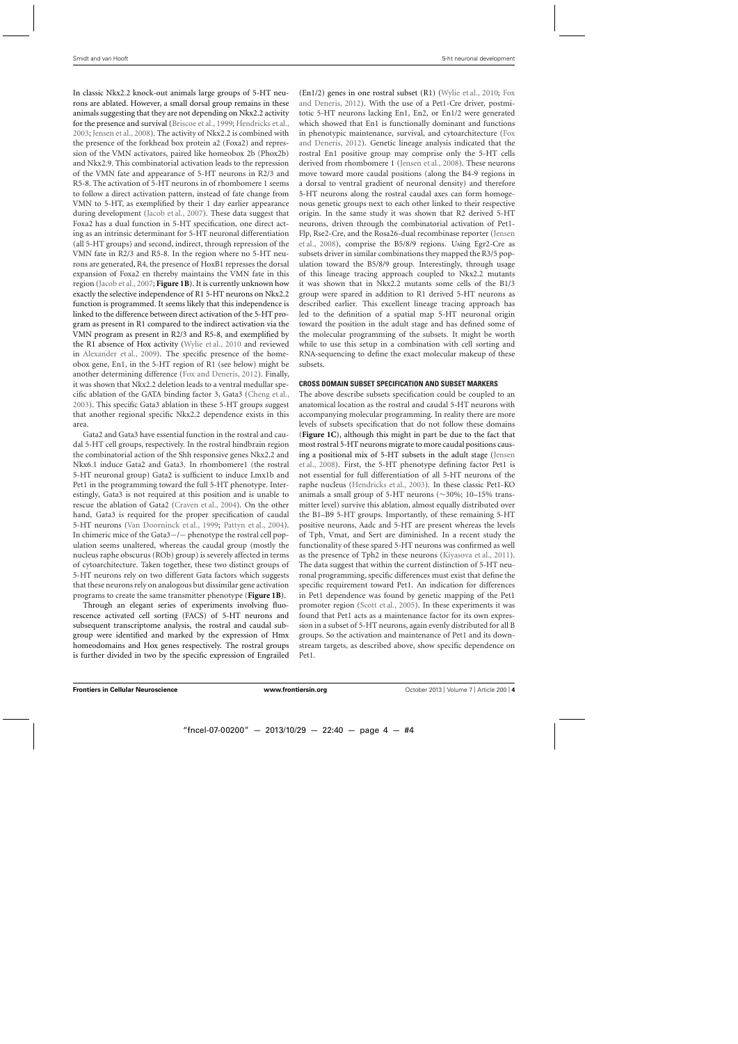In classic Nkx2.2 knock-out animals large groups of 5-HT neurons are ablated. However, a small dorsal group remains in these animals suggesting that they are not depending on Nkx2.2 activity for the presence and survival (Briscoe et al., 1999; Hendricks et al., 2003; Jensen et al., 2008). The activity of Nkx2.2 is combined with the presence of the forkhead box protein a2 (Foxa2) and repression of the VMN activators, paired like homeobox 2b (Phox2b) and Nkx2.9. This combinatorial activation leads to the repression of the VMN fate and appearance of 5-HT neurons in R2/3 and R5-8. The activation of 5-HT neurons in of rhombomere 1 seems to follow a direct activation pattern, instead of fate change from VMN to 5-HT, as exemplified by their 1 day earlier appearance during development (Jacob et al., 2007). These data suggest that Foxa2 has a dual function in 5-HT specification, one direct acting as an intrinsic determinant for 5-HT neuronal differentiation (all 5-HT groups) and second, indirect, through repression of the VMN fate in R2/3 and R5-8. In the region where no 5-HT neurons are generated, R4, the presence of HoxB1 represses the dorsal expansion of Foxa2 en thereby maintains the VMN fate in this region (Jacob et al., 2007; **Figure 1B**). It is currently unknown how exactly the selective independence of R1 5-HT neurons on Nkx2.2 function is programmed. It seems likely that this independence is linked to the difference between direct activation of the 5-HT program as present in R1 compared to the indirect activation via the VMN program as present in R2/3 and R5-8, and exemplified by the R1 absence of Hox activity (Wylie et al., 2010 and reviewed in Alexander et al., 2009). The specific presence of the homeobox gene, En1, in the 5-HT region of R1 (see below) might be another determining difference (Fox and Deneris, 2012). Finally, it was shown that Nkx2.2 deletion leads to a ventral medullar specific ablation of the GATA binding factor 3, Gata3 (Cheng et al., 2003). This specific Gata3 ablation in these 5-HT groups suggest that another regional specific Nkx2.2 dependence exists in this area.

Gata2 and Gata3 have essential function in the rostral and caudal 5-HT cell groups, respectively. In the rostral hindbrain region the combinatorial action of the Shh responsive genes Nkx2.2 and Nkx6.1 induce Gata2 and Gata3. In rhombomere1 (the rostral 5-HT neuronal group) Gata2 is sufficient to induce Lmx1b and Pet1 in the programming toward the full 5-HT phenotype. Interestingly, Gata3 is not required at this position and is unable to rescue the ablation of Gata2 (Craven et al., 2004). On the other hand, Gata3 is required for the proper specification of caudal 5-HT neurons (Van Doorninck et al., 1999; Pattyn et al., 2004). In chimeric mice of the Gata3−/− phenotype the rostral cell population seems unaltered, whereas the caudal group (mostly the nucleus raphe obscurus (ROb) group) is severely affected in terms of cytoarchitecture. Taken together, these two distinct groups of 5-HT neurons rely on two different Gata factors which suggests that these neurons rely on analogous but dissimilar gene activation programs to create the same transmitter phenotype (**Figure 1B**).

Through an elegant series of experiments involving fluorescence activated cell sorting (FACS) of 5-HT neurons and subsequent transcriptome analysis, the rostral and caudal subgroup were identified and marked by the expression of Hmx homeodomains and Hox genes respectively. The rostral groups is further divided in two by the specific expression of Engrailed (En1/2) genes in one rostral subset (R1) (Wylie et al., 2010; Fox and Deneris, 2012). With the use of a Pet1-Cre driver, postmitotic 5-HT neurons lacking En1, En2, or En1/2 were generated which showed that En1 is functionally dominant and functions in phenotypic maintenance, survival, and cytoarchitecture (Fox and Deneris, 2012). Genetic lineage analysis indicated that the rostral En1 positive group may comprise only the 5-HT cells derived from rhombomere 1 (Jensen et al., 2008). These neurons move toward more caudal positions (along the B4-9 regions in a dorsal to ventral gradient of neuronal density) and therefore 5-HT neurons along the rostral caudal axes can form homogenous genetic groups next to each other linked to their respective origin. In the same study it was shown that R2 derived 5-HT neurons, driven through the combinatorial activation of Pet1-Flp, Rse2-Cre, and the Rosa26-dual recombinase reporter (Jensen et al., 2008), comprise the B5/8/9 regions. Using Egr2-Cre as subsets driver in similar combinations they mapped the R3/5 population toward the B5/8/9 group. Interestingly, through usage of this lineage tracing approach coupled to Nkx2.2 mutants it was shown that in Nkx2.2 mutants some cells of the B1/3 group were spared in addition to R1 derived 5-HT neurons as described earlier. This excellent lineage tracing approach has led to the definition of a spatial map 5-HT neuronal origin toward the position in the adult stage and has defined some of the molecular programming of the subsets. It might be worth while to use this setup in a combination with cell sorting and RNA-sequencing to define the exact molecular makeup of these subsets.

## CROSS DOMAIN SUBSET SPECIFICATION AND SUBSET MARKERS

The above describe subsets specification could be coupled to an anatomical location as the rostral and caudal 5-HT neurons with accompanying molecular programming. In reality there are more levels of subsets specification that do not follow these domains (**Figure 1C**), although this might in part be due to the fact that most rostral 5-HT neurons migrate to more caudal positions causing a positional mix of 5-HT subsets in the adult stage (Jensen et al., 2008). First, the 5-HT phenotype defining factor Pet1 is not essential for full differentiation of all 5-HT neurons of the raphe nucleus (Hendricks et al., 2003). In these classic Pet1-KO animals a small group of 5-HT neurons (∼30%; 10–15% transmitter level) survive this ablation, almost equally distributed over the B1–B9 5-HT groups. Importantly, of these remaining 5-HT positive neurons, Aadc and 5-HT are present whereas the levels of Tph, Vmat, and Sert are diminished. In a recent study the functionality of these spared 5-HT neurons was confirmed as well as the presence of Tph2 in these neurons (Kiyasova et al., 2011). The data suggest that within the current distinction of 5-HT neuronal programming, specific differences must exist that define the specific requirement toward Pet1. An indication for differences in Pet1 dependence was found by genetic mapping of the Pet1 promoter region (Scott et al., 2005). In these experiments it was found that Pet1 acts as a maintenance factor for its own expression in a subset of 5-HT neurons, again evenly distributed for all B groups. So the activation and maintenance of Pet1 and its downstream targets, as described above, show specific dependence on Pet1.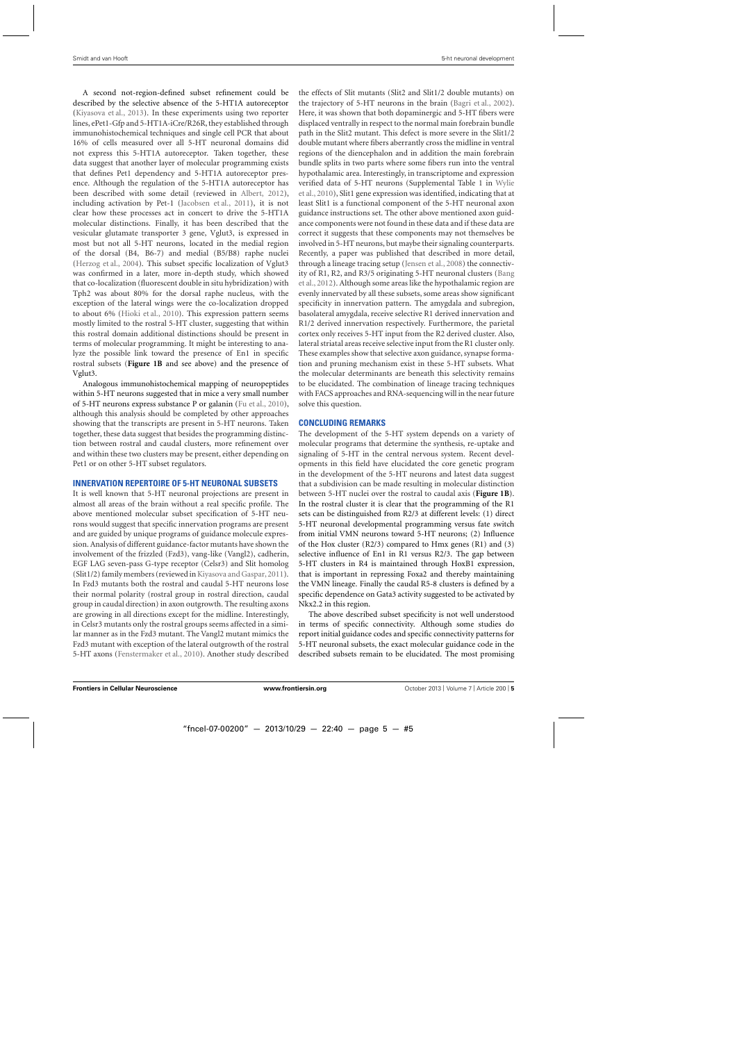A second not-region-defined subset refinement could be described by the selective absence of the 5-HT1A autoreceptor (Kiyasova et al., 2013). In these experiments using two reporter lines, ePet1-Gfp and 5-HT1A-iCre/R26R, they established through immunohistochemical techniques and single cell PCR that about 16% of cells measured over all 5-HT neuronal domains did not express this 5-HT1A autoreceptor. Taken together, these data suggest that another layer of molecular programming exists that defines Pet1 dependency and 5-HT1A autoreceptor presence. Although the regulation of the 5-HT1A autoreceptor has been described with some detail (reviewed in Albert, 2012), including activation by Pet-1 (Jacobsen et al., 2011), it is not clear how these processes act in concert to drive the 5-HT1A molecular distinctions. Finally, it has been described that the vesicular glutamate transporter 3 gene, Vglut3, is expressed in most but not all 5-HT neurons, located in the medial region of the dorsal (B4, B6-7) and medial (B5/B8) raphe nuclei (Herzog et al., 2004). This subset specific localization of Vglut3 was confirmed in a later, more in-depth study, which showed that co-localization (fluorescent double in situ hybridization) with Tph2 was about 80% for the dorsal raphe nucleus, with the exception of the lateral wings were the co-localization dropped to about 6% (Hioki et al., 2010). This expression pattern seems mostly limited to the rostral 5-HT cluster, suggesting that within this rostral domain additional distinctions should be present in terms of molecular programming. It might be interesting to analyze the possible link toward the presence of En1 in specific rostral subsets (**Figure 1B** and see above) and the presence of Vglut3.

Analogous immunohistochemical mapping of neuropeptides within 5-HT neurons suggested that in mice a very small number of 5-HT neurons express substance P or galanin (Fu et al., 2010), although this analysis should be completed by other approaches showing that the transcripts are present in 5-HT neurons. Taken together, these data suggest that besides the programming distinction between rostral and caudal clusters, more refinement over and within these two clusters may be present, either depending on Pet1 or on other 5-HT subset regulators.

## INNERVATION REPERTOIRE OF 5-HT NEURONAL SUBSETS

It is well known that 5-HT neuronal projections are present in almost all areas of the brain without a real specific profile. The above mentioned molecular subset specification of 5-HT neurons would suggest that specific innervation programs are present and are guided by unique programs of guidance molecule expression. Analysis of different guidance-factor mutants have shown the involvement of the frizzled (Fzd3), vang-like (Vangl2), cadherin, EGF LAG seven-pass G-type receptor (Celsr3) and Slit homolog (Slit1/2) family members (reviewed in Kiyasova and Gaspar, 2011). In Fzd3 mutants both the rostral and caudal 5-HT neurons lose their normal polarity (rostral group in rostral direction, caudal group in caudal direction) in axon outgrowth. The resulting axons are growing in all directions except for the midline. Interestingly, in Celsr3 mutants only the rostral groups seems affected in a similar manner as in the Fzd3 mutant. The Vangl2 mutant mimics the Fzd3 mutant with exception of the lateral outgrowth of the rostral 5-HT axons (Fenstermaker et al., 2010). Another study described the effects of Slit mutants (Slit2 and Slit1/2 double mutants) on the trajectory of 5-HT neurons in the brain (Bagri et al., 2002). Here, it was shown that both dopaminergic and 5-HT fibers were displaced ventrally in respect to the normal main forebrain bundle path in the Slit2 mutant. This defect is more severe in the Slit1/2 double mutant where fibers aberrantly cross the midline in ventral regions of the diencephalon and in addition the main forebrain bundle splits in two parts where some fibers run into the ventral hypothalamic area. Interestingly, in transcriptome and expression verified data of 5-HT neurons (Supplemental Table 1 in Wylie et al., 2010), Slit1 gene expression was identified, indicating that at least Slit1 is a functional component of the 5-HT neuronal axon guidance instructions set. The other above mentioned axon guidance components were not found in these data and if these data are correct it suggests that these components may not themselves be involved in 5-HT neurons, but maybe their signaling counterparts. Recently, a paper was published that described in more detail, through a lineage tracing setup (Jensen et al., 2008) the connectivity of R1, R2, and R3/5 originating 5-HT neuronal clusters (Bang et al., 2012). Although some areas like the hypothalamic region are evenly innervated by all these subsets, some areas show significant specificity in innervation pattern. The amygdala and subregion, basolateral amygdala, receive selective R1 derived innervation and R1/2 derived innervation respectively. Furthermore, the parietal cortex only receives 5-HT input from the R2 derived cluster. Also, lateral striatal areas receive selective input from the R1 cluster only. These examples show that selective axon guidance, synapse formation and pruning mechanism exist in these 5-HT subsets. What the molecular determinants are beneath this selectivity remains to be elucidated. The combination of lineage tracing techniques with FACS approaches and RNA-sequencing will in the near future solve this question.

## CONCLUDING REMARKS

The development of the 5-HT system depends on a variety of molecular programs that determine the synthesis, re-uptake and signaling of 5-HT in the central nervous system. Recent developments in this field have elucidated the core genetic program in the development of the 5-HT neurons and latest data suggest that a subdivision can be made resulting in molecular distinction between 5-HT nuclei over the rostral to caudal axis (**Figure 1B**). In the rostral cluster it is clear that the programming of the R1 sets can be distinguished from R2/3 at different levels: (1) direct 5-HT neuronal developmental programming versus fate switch from initial VMN neurons toward 5-HT neurons; (2) Influence of the Hox cluster (R2/3) compared to Hmx genes (R1) and (3) selective influence of En1 in R1 versus R2/3. The gap between 5-HT clusters in R4 is maintained through HoxB1 expression, that is important in repressing Foxa2 and thereby maintaining the VMN lineage. Finally the caudal R5-8 clusters is defined by a specific dependence on Gata3 activity suggested to be activated by Nkx2.2 in this region.

The above described subset specificity is not well understood in terms of specific connectivity. Although some studies do report initial guidance codes and specific connectivity patterns for 5-HT neuronal subsets, the exact molecular guidance code in the described subsets remain to be elucidated. The most promising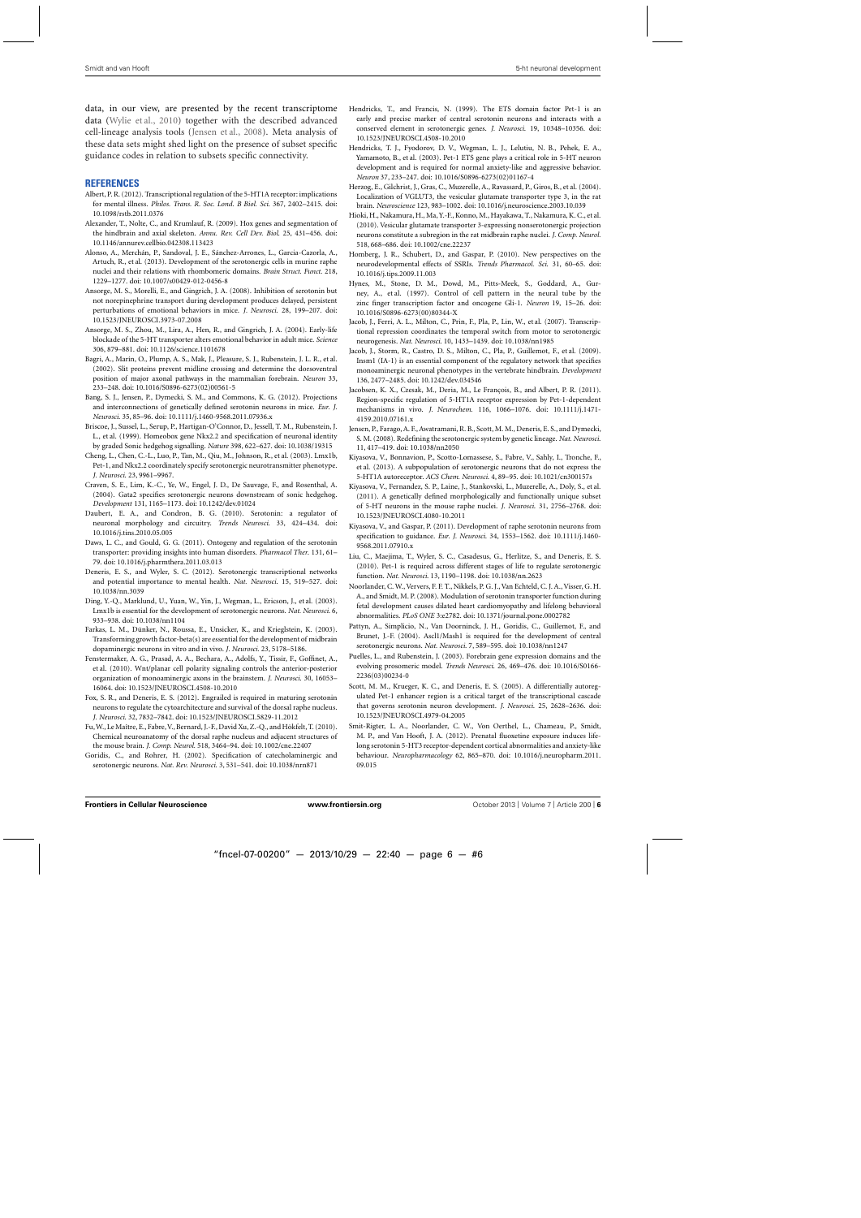data, in our view, are presented by the recent transcriptome data (Wylie et al., 2010) together with the described advanced cell-lineage analysis tools (Jensen et al., 2008). Meta analysis of these data sets might shed light on the presence of subset specific guidance codes in relation to subsets specific connectivity.

## REFERENCES

Albert, P. R. (2012). Transcriptional regulation of the 5-HT1A receptor: implications for mental illness. *Philos. Trans. R. Soc. Lond. B Biol. Sci.* 367, 2402–2415. doi: 10.1098/rstb.2011.0376

Alexander, T., Nolte, C., and Krumlauf, R. (2009). Hox genes and segmentation of the hindbrain and axial skeleton. *Annu. Rev. Cell Dev. Biol.* 25, 431–456. doi: 10.1146/annurev.cellbio.042308.113423

Alonso, A., Merchán, P., Sandoval, J. E., Sánchez-Arrones, L., Garcia-Cazorla, A., Artuch, R., et al. (2013). Development of the serotonergic cells in murine raphe nuclei and their relations with rhombomeric domains. *Brain Struct. Funct.* 218, 1229–1277. doi: 10.1007/s00429-012-0456-8

Ansorge, M. S., Morelli, E., and Gingrich, J. A. (2008). Inhibition of serotonin but not norepinephrine transport during development produces delayed, persistent perturbations of emotional behaviors in mice. *J. Neurosci.* 28, 199–207. doi: 10.1523/JNEUROSCI.3973-07.2008

Ansorge, M. S., Zhou, M., Lira, A., Hen, R., and Gingrich, J. A. (2004). Early-life blockade of the 5-HT transporter alters emotional behavior in adult mice. *Science* 306, 879–881. doi: 10.1126/science.1101678

Bagri, A., Marín, O., Plump, A. S., Mak, J., Pleasure, S. J., Rubenstein, J. L. R., et al. (2002). Slit proteins prevent midline crossing and determine the dorsoventral position of major axonal pathways in the mammalian forebrain. *Neuron* 33, 233–248. doi: 10.1016/S0896-6273(02)00561-5

Bang, S. J., Jensen, P., Dymecki, S. M., and Commons, K. G. (2012). Projections and interconnections of genetically defined serotonin neurons in mice. *Eur. J. Neurosci.* 35, 85–96. doi: 10.1111/j.1460-9568.2011.07936.x

Briscoe, J., Sussel, L., Serup, P., Hartigan-O'Connor, D., Jessell, T. M., Rubenstein, J. L., et al. (1999). Homeobox gene Nkx2.2 and specification of neuronal identity by graded Sonic hedgehog signalling. *Nature* 398, 622–627. doi: 10.1038/19315

Cheng, L., Chen, C.-L., Luo, P., Tan, M., Qiu, M., Johnson, R., et al. (2003). Lmx1b, Pet-1, and Nkx2.2 coordinately specify serotonergic neurotransmitter phenotype. *J. Neurosci.* 23, 9961–9967.

Craven, S. E., Lim, K.-C., Ye, W., Engel, J. D., De Sauvage, F., and Rosenthal, A. (2004). Gata2 specifies serotonergic neurons downstream of sonic hedgehog. *Development* 131, 1165–1173. doi: 10.1242/dev.01024

Daubert, E. A., and Condron, B. G. (2010). Serotonin: a regulator of neuronal morphology and circuitry. *Trends Neurosci.* 33, 424–434. doi: 10.1016/j.tins.2010.05.005

Daws, L. C., and Gould, G. G. (2011). Ontogeny and regulation of the serotonin transporter: providing insights into human disorders. *Pharmacol Ther.* 131, 61–79. doi: 10.1016/j.pharmthera.2011.03.013

Deneris, E. S., and Wyler, S. C. (2012). Serotonergic transcriptional networks and potential importance to mental health. *Nat. Neurosci.* 15, 519–527. doi: 10.1038/nn.3039

Ding, Y.-Q., Marklund, U., Yuan, W., Yin, J., Wegman, L., Ericson, J., et al. (2003). Lmx1b is essential for the development of serotonergic neurons. *Nat. Neurosci.* 6, 933–938. doi: 10.1038/nn1104

Farkas, L. M., Dünker, N., Roussa, E., Unsicker, K., and Krieglstein, K. (2003). Transforming growth factor-beta(s) are essential for the development of midbrain dopaminergic neurons in vitro and in vivo. *J. Neurosci.* 23, 5178–5186.

Fenstermaker, A. G., Prasad, A. A., Bechara, A., Adolfs, Y., Tissir, F., Goffinet, A., et al. (2010). Wnt/planar cell polarity signaling controls the anterior-posterior organization of monoaminergic axons in the brainstem. *J. Neurosci.* 30, 16053–16064. doi: 10.1523/JNEUROSCI.4508-10.2010

Fox, S. R., and Deneris, E. S. (2012). Engrailed is required in maturing serotonin neurons to regulate the cytoarchitecture and survival of the dorsal raphe nucleus. *J. Neurosci.* 32, 7832–7842. doi: 10.1523/JNEUROSCI.5829-11.2012

Fu, W., Le Maître, E., Fabre, V., Bernard, J.-F., David Xu, Z.-Q., and Hökfelt, T. (2010). Chemical neuroanatomy of the dorsal raphe nucleus and adjacent structures of the mouse brain. *J. Comp. Neurol.* 518, 3464–94. doi: 10.1002/cne.22407

Goridis, C., and Rohrer, H. (2002). Specification of catecholaminergic and serotonergic neurons. *Nat. Rev. Neurosci.* 3, 531–541. doi: 10.1038/nrn871

Hendricks, T., and Francis, N. (1999). The ETS domain factor Pet-1 is an early and precise marker of central serotonin neurons and interacts with a conserved element in serotonergic genes. *J. Neurosci.* 19, 10348–10356. doi: 10.1523/JNEUROSCI.4508-10.2010

Hendricks, T. J., Fyodorov, D. V., Wegman, L. J., Lelutiu, N. B., Pehek, E. A., Yamamoto, B., et al. (2003). Pet-1 ETS gene plays a critical role in 5-HT neuron development and is required for normal anxiety-like and aggressive behavior. *Neuron* 37, 233–247. doi: 10.1016/S0896-6273(02)01167-4

Herzog, E., Gilchrist, J., Gras, C., Muzerelle, A., Ravassard, P., Giros, B., et al. (2004). Localization of VGLUT3, the vesicular glutamate transporter type 3, in the rat brain. *Neuroscience* 123, 983–1002. doi: 10.1016/j.neuroscience.2003.10.039

Hioki, H., Nakamura, H., Ma, Y.-F., Konno, M., Hayakawa, T., Nakamura, K. C., et al. (2010). Vesicular glutamate transporter 3-expressing nonserotonergic projection neurons constitute a subregion in the rat midbrain raphe nuclei. *J. Comp. Neurol.* 518, 668–686. doi: 10.1002/cne.22237

Homberg, J. R., Schubert, D., and Gaspar, P. (2010). New perspectives on the neurodevelopmental effects of SSRIs. *Trends Pharmacol. Sci.* 31, 60–65. doi: 10.1016/j.tips.2009.11.003

Hynes, M., Stone, D. M., Dowd, M., Pitts-Meek, S., Goddard, A., Gurney, A., et al. (1997). Control of cell pattern in the neural tube by the zinc finger transcription factor and oncogene Gli-1. *Neuron* 19, 15–26. doi: 10.1016/S0896-6273(00)80344-X

Jacob, J., Ferri, A. L., Milton, C., Prin, F., Pla, P., Lin, W., et al. (2007). Transcriptional repression coordinates the temporal switch from motor to serotonergic neurogenesis. *Nat. Neurosci.* 10, 1433–1439. doi: 10.1038/nn1985

Jacob, J., Storm, R., Castro, D. S., Milton, C., Pla, P., Guillemot, F., et al. (2009). Insm1 (IA-1) is an essential component of the regulatory network that specifies monoaminergic neuronal phenotypes in the vertebrate hindbrain. *Development* 136, 2477–2485. doi: 10.1242/dev.034546

Jacobsen, K. X., Czesak, M., Deria, M., Le François, B., and Albert, P. R. (2011). Region-specific regulation of 5-HT1A receptor expression by Pet-1-dependent mechanisms in vivo. *J. Neurochem.* 116, 1066–1076. doi: 10.1111/j.1471-4159.2010.07161.x

Jensen, P., Farago, A. F., Awatramani, R. B., Scott, M. M., Deneris, E. S., and Dymecki, S. M. (2008). Redefining the serotonergic system by genetic lineage. *Nat. Neurosci.* 11, 417–419. doi: 10.1038/nn2050

Kiyasova, V., Bonnavion, P., Scotto-Lomassese, S., Fabre, V., Sahly, I., Tronche, F., et al. (2013). A subpopulation of serotonergic neurons that do not express the 5-HT1A autoreceptor. *ACS Chem. Neurosci.* 4, 89–95. doi: 10.1021/cn300157s

Kiyasova, V., Fernandez, S. P., Laine, J., Stankovski, L., Muzerelle, A., Doly, S., et al. (2011). A genetically defined morphologically and functionally unique subset of 5-HT neurons in the mouse raphe nuclei. *J. Neurosci.* 31, 2756–2768. doi: 10.1523/JNEUROSCI.4080-10.2011

Kiyasova, V., and Gaspar, P. (2011). Development of raphe serotonin neurons from specification to guidance. *Eur. J. Neurosci.* 34, 1553–1562. doi: 10.1111/j.1460-9568.2011.07910.x

Liu, C., Maejima, T., Wyler, S. C., Casadesus, G., Herlitze, S., and Deneris, E. S. (2010). Pet-1 is required across different stages of life to regulate serotonergic function. *Nat. Neurosci.* 13, 1190–1198. doi: 10.1038/nn.2623

Noorlander, C. W., Ververs, F. F. T., Nikkels, P. G. J., Van Echteld, C. J. A., Visser, G. H. A., and Smidt, M. P. (2008). Modulation of serotonin transporter function during fetal development causes dilated heart cardiomyopathy and lifelong behavioral abnormalities. *PLoS ONE* 3:e2782. doi: 10.1371/journal.pone.0002782

Pattyn, A., Simplicio, N., Van Doorninck, J. H., Goridis, C., Guillemot, F., and Brunet, J.-F. (2004). Ascl1/Mash1 is required for the development of central serotonergic neurons. *Nat. Neurosci.* 7, 589–595. doi: 10.1038/nn1247

Puelles, L., and Rubenstein, J. (2003). Forebrain gene expression domains and the evolving prosomeric model. *Trends Neurosci.* 26, 469–476. doi: 10.1016/S0166-2236(03)00234-0

Scott, M. M., Krueger, K. C., and Deneris, E. S. (2005). A differentially autoregulated Pet-1 enhancer region is a critical target of the transcriptional cascade that governs serotonin neuron development. *J. Neurosci.* 25, 2628–2636. doi: 10.1523/JNEUROSCI.4979-04.2005

Smit-Rigter, L. A., Noorlander, C. W., Von Oerthel, L., Chameau, P., Smidt, M. P., and Van Hooft, J. A. (2012). Prenatal fluoxetine exposure induces lifelong serotonin 5-HT3 receptor-dependent cortical abnormalities and anxiety-like behaviour. *Neuropharmacology* 62, 865–870. doi: 10.1016/j.neuropharm.2011.09.015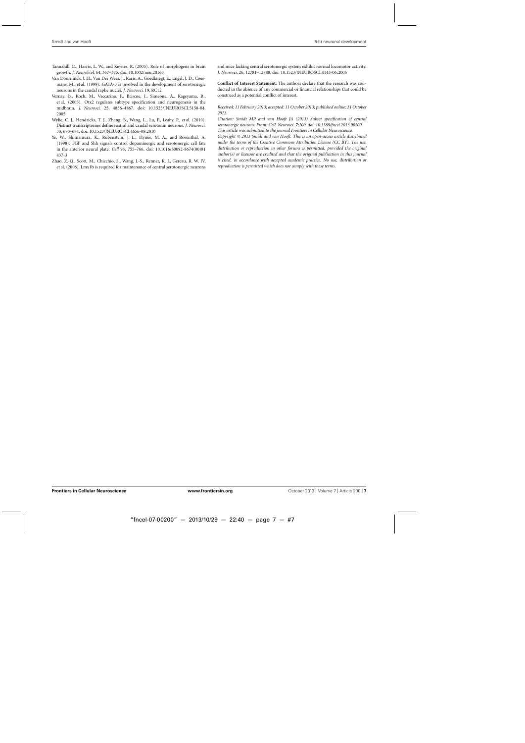Tannahill, D., Harris, L. W., and Keynes, R. (2005). Role of morphogens in brain growth. *J. Neurobiol.* 64, 367–375. doi: 10.1002/neu.20163

Van Doorninck, J. H., Van Der Wees, J., Karis, A., Goedknegt, E., Engel, J. D., Coesmans, M., et al. (1999). GATA-3 is involved in the development of serotonergic neurons in the caudal raphe nuclei. *J. Neurosci.* 19, RC12.

Vernay, B., Koch, M., Vaccarino, F., Briscoe, J., Simeone, A., Kageyama, R., et al. (2005). Otx2 regulates subtype specification and neurogenesis in the midbrain. *J. Neurosci.* 25, 4856–4867. doi: 10.1523/JNEUROSCI.5158-04.2005

Wylie, C. J., Hendricks, T. J., Zhang, B., Wang, L., Lu, P., Leahy, P., et al. (2010). Distinct transcriptomes define rostral and caudal serotonin neurons. *J. Neurosci.* 30, 670–684. doi: 10.1523/JNEUROSCI.4656-09.2010

Ye, W., Shimamura, K., Rubenstein, J. L., Hynes, M. A., and Rosenthal, A. (1998). FGF and Shh signals control dopaminergic and serotonergic cell fate in the anterior neural plate. *Cell* 93, 755–766. doi: 10.1016/S0092-8674(00)81437-3

Zhao, Z.-Q., Scott, M., Chiechio, S., Wang, J.-S., Renner, K. J., Gereau, R. W. IV, et al. (2006). Lmx1b is required for maintenance of central serotonergic neurons and mice lacking central serotonergic system exhibit normal locomotor activity. *J. Neurosci.* 26, 12781–12788. doi: 10.1523/JNEUROSCI.4143-06.2006

**Conflict of Interest Statement:** The authors declare that the research was conducted in the absence of any commercial or financial relationships that could be construed as a potential conflict of interest.

*Received: 11 February 2013; accepted: 11 October 2013; published online: 31 October 2013.*

*Citation: Smidt MP and van Hooft JA (2013) Subset specification of central serotonergic neurons. Front. Cell. Neurosci. 7:200. doi: 10.3389/fncel.2013.00200*

*This article was submitted to the journal Frontiers in Cellular Neuroscience.*

*Copyright © 2013 Smidt and van Hooft. This is an open-access article distributed under the terms of the Creative Commons Attribution License (CC BY). The use, distribution or reproduction in other forums is permitted, provided the original author(s) or licensor are credited and that the original publication in this journal is cited, in accordance with accepted academic practice. No use, distribution or reproduction is permitted which does not comply with these terms.*